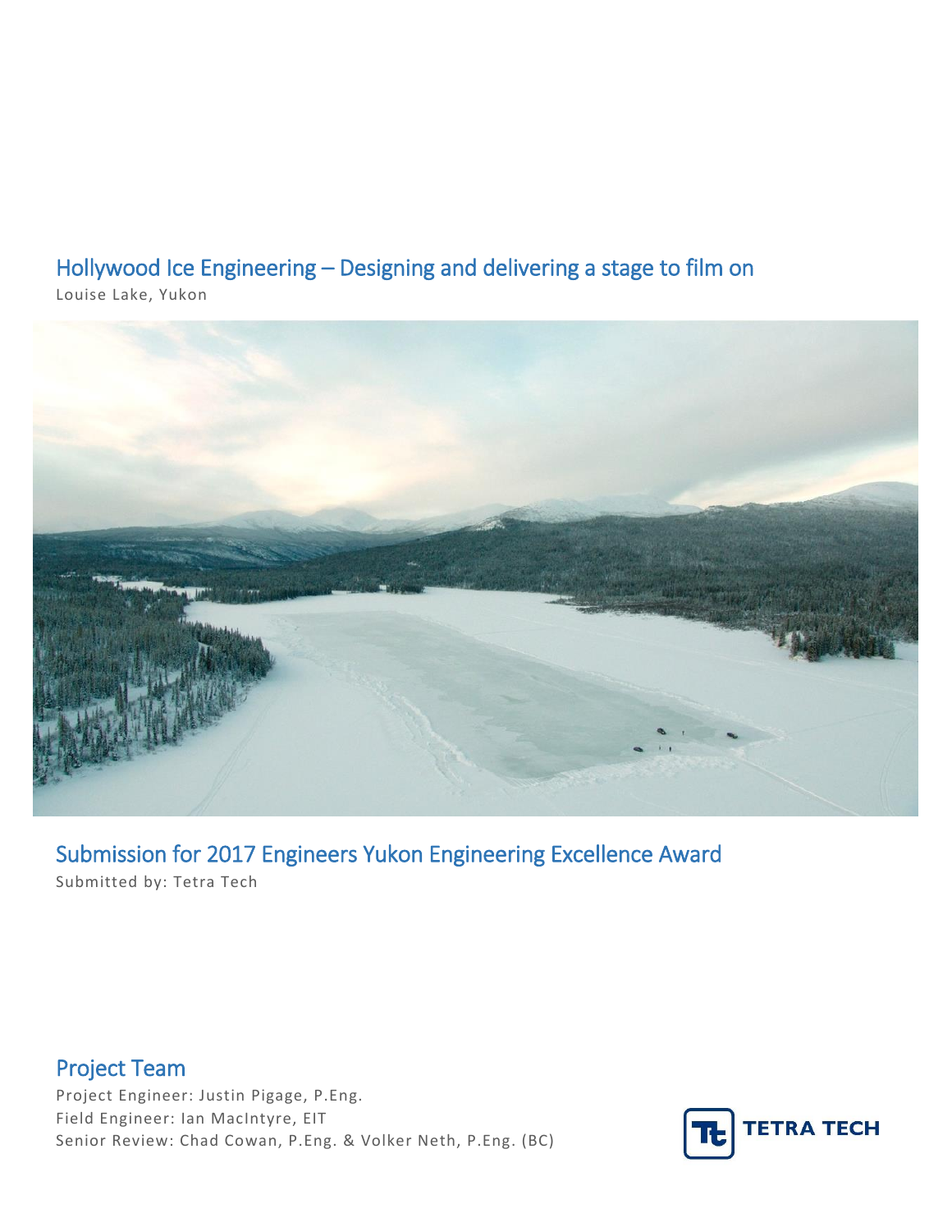# Hollywood Ice Engineering – Designing and delivering a stage to film on

Louise Lake, Yukon

## Submission for 2017 Engineers Yukon Engineering Excellence Award

Submitted by: Tetra Tech

## Project Team

Project Engineer: Justin Pigage, P.Eng.
Field Engineer: Ian MacIntyre, EIT
Senior Review: Chad Cowan, P.Eng. & Volker Neth, P.Eng. (BC)

TETRA TECH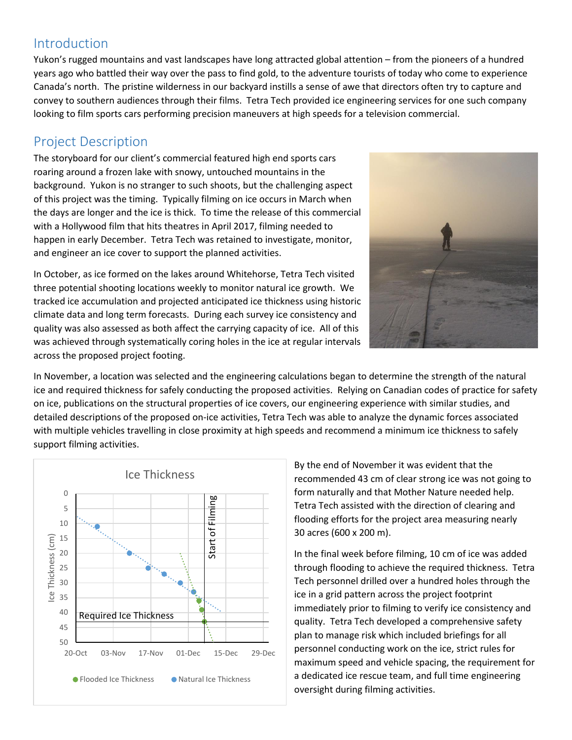## Introduction

Yukon's rugged mountains and vast landscapes have long attracted global attention – from the pioneers of a hundred years ago who battled their way over the pass to find gold, to the adventure tourists of today who come to experience Canada's north. The pristine wilderness in our backyard instills a sense of awe that directors often try to capture and convey to southern audiences through their films. Tetra Tech provided ice engineering services for one such company looking to film sports cars performing precision maneuvers at high speeds for a television commercial.

## Project Description

The storyboard for our client's commercial featured high end sports cars roaring around a frozen lake with snowy, untouched mountains in the background. Yukon is no stranger to such shoots, but the challenging aspect of this project was the timing. Typically filming on ice occurs in March when the days are longer and the ice is thick. To time the release of this commercial with a Hollywood film that hits theatres in April 2017, filming needed to happen in early December. Tetra Tech was retained to investigate, monitor, and engineer an ice cover to support the planned activities.

In October, as ice formed on the lakes around Whitehorse, Tetra Tech visited three potential shooting locations weekly to monitor natural ice growth. We tracked ice accumulation and projected anticipated ice thickness using historic climate data and long term forecasts. During each survey ice consistency and quality was also assessed as both affect the carrying capacity of ice. All of this was achieved through systematically coring holes in the ice at regular intervals across the proposed project footing.

In November, a location was selected and the engineering calculations began to determine the strength of the natural ice and required thickness for safely conducting the proposed activities. Relying on Canadian codes of practice for safety on ice, publications on the structural properties of ice covers, our engineering experience with similar studies, and detailed descriptions of the proposed on-ice activities, Tetra Tech was able to analyze the dynamic forces associated with multiple vehicles travelling in close proximity at high speeds and recommend a minimum ice thickness to safely support filming activities.

By the end of November it was evident that the recommended 43 cm of clear strong ice was not going to form naturally and that Mother Nature needed help. Tetra Tech assisted with the direction of clearing and flooding efforts for the project area measuring nearly 30 acres (600 x 200 m).

In the final week before filming, 10 cm of ice was added through flooding to achieve the required thickness. Tetra Tech personnel drilled over a hundred holes through the ice in a grid pattern across the project footprint immediately prior to filming to verify ice consistency and quality. Tetra Tech developed a comprehensive safety plan to manage risk which included briefings for all personnel conducting work on the ice, strict rules for maximum speed and vehicle spacing, the requirement for a dedicated ice rescue team, and full time engineering oversight during filming activities.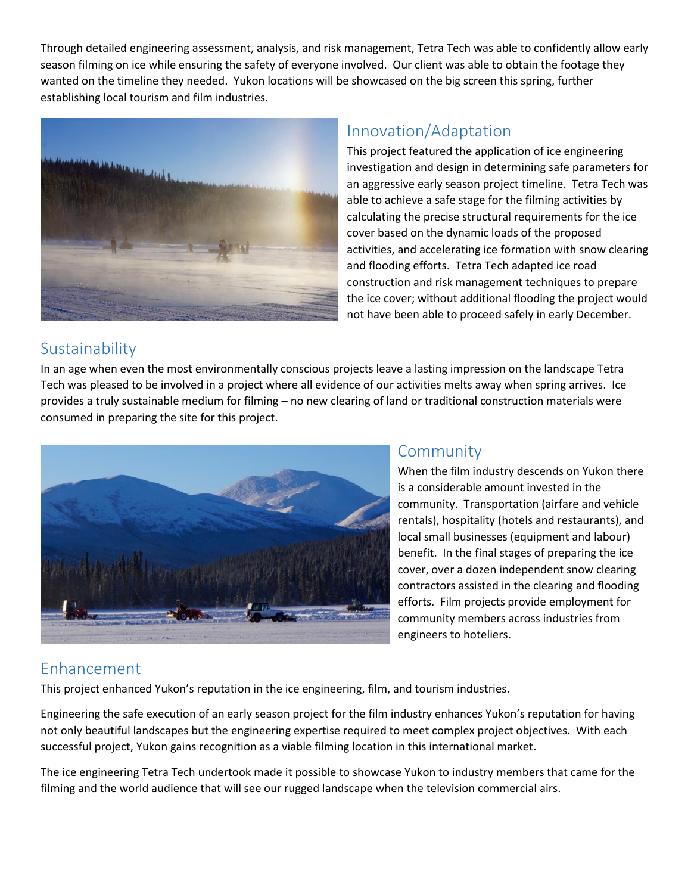Through detailed engineering assessment, analysis, and risk management, Tetra Tech was able to confidently allow early season filming on ice while ensuring the safety of everyone involved. Our client was able to obtain the footage they wanted on the timeline they needed. Yukon locations will be showcased on the big screen this spring, further establishing local tourism and film industries.

## Innovation/Adaptation

This project featured the application of ice engineering investigation and design in determining safe parameters for an aggressive early season project timeline. Tetra Tech was able to achieve a safe stage for the filming activities by calculating the precise structural requirements for the ice cover based on the dynamic loads of the proposed activities, and accelerating ice formation with snow clearing and flooding efforts. Tetra Tech adapted ice road construction and risk management techniques to prepare the ice cover; without additional flooding the project would not have been able to proceed safely in early December.

## Sustainability

In an age when even the most environmentally conscious projects leave a lasting impression on the landscape Tetra Tech was pleased to be involved in a project where all evidence of our activities melts away when spring arrives. Ice provides a truly sustainable medium for filming – no new clearing of land or traditional construction materials were consumed in preparing the site for this project.

## Community

When the film industry descends on Yukon there is a considerable amount invested in the community. Transportation (airfare and vehicle rentals), hospitality (hotels and restaurants), and local small businesses (equipment and labour) benefit. In the final stages of preparing the ice cover, over a dozen independent snow clearing contractors assisted in the clearing and flooding efforts. Film projects provide employment for community members across industries from engineers to hoteliers.

## Enhancement

This project enhanced Yukon's reputation in the ice engineering, film, and tourism industries.

Engineering the safe execution of an early season project for the film industry enhances Yukon's reputation for having not only beautiful landscapes but the engineering expertise required to meet complex project objectives. With each successful project, Yukon gains recognition as a viable filming location in this international market.

The ice engineering Tetra Tech undertook made it possible to showcase Yukon to industry members that came for the filming and the world audience that will see our rugged landscape when the television commercial airs.